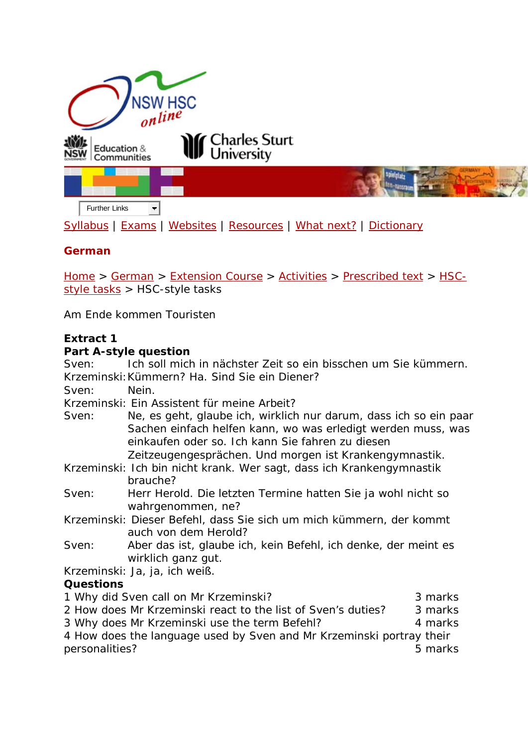Further Links

Syllabus | Exams | Websites | Resources | What next? | Dictionary

## German

Home > German > Extension Course > Activities > Prescribed text > HSC-style tasks > HSC-style tasks

Am Ende kommen Touristen

**Extract 1**
**Part A-style question**

Sven: Ich soll mich in nächster Zeit so ein bisschen um Sie kümmern.
Krzeminski: Kümmern? Ha. Sind Sie ein Diener?
Sven: Nein.
Krzeminski: Ein Assistent für meine Arbeit?
Sven: Ne, es geht, glaube ich, wirklich nur darum, dass ich so ein paar Sachen einfach helfen kann, wo was erledigt werden muss, was einkaufen oder so. Ich kann Sie fahren zu diesen Zeitzeugengesprächen. Und morgen ist Krankengymnastik.
Krzeminski: Ich bin nicht krank. Wer sagt, dass ich Krankengymnastik brauche?
Sven: Herr Herold. Die letzten Termine hatten Sie ja wohl nicht so wahrgenommen, ne?
Krzeminski: Dieser Befehl, dass Sie sich um mich kümmern, der kommt auch von dem Herold?
Sven: Aber das ist, glaube ich, kein Befehl, ich denke, der meint es wirklich ganz gut.
Krzeminski: Ja, ja, ich weiß.

**Questions**

1 Why did Sven call on Mr Krzeminski? 3 marks
2 How does Mr Krzeminski react to the list of Sven's duties? 3 marks
3 Why does Mr Krzeminski use the term Befehl? 4 marks
4 How does the language used by Sven and Mr Krzeminski portray their personalities? 5 marks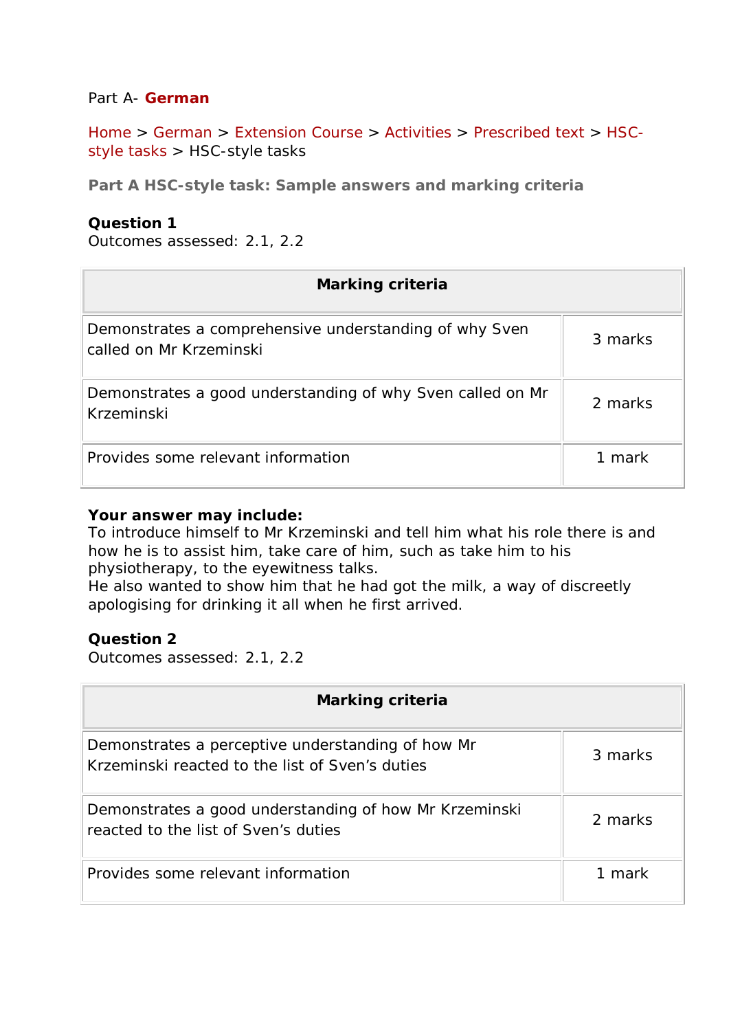Part A- **German**

Home > German > Extension Course > Activities > Prescribed text > HSC-style tasks > HSC-style tasks

**Part A HSC-style task: Sample answers and marking criteria**

**Question 1**
Outcomes assessed: 2.1, 2.2

| Marking criteria | |
|---|---|
| Demonstrates a comprehensive understanding of why Sven called on Mr Krzeminski | 3 marks |
| Demonstrates a good understanding of why Sven called on Mr Krzeminski | 2 marks |
| Provides some relevant information | 1 mark |

**Your answer may include:**
To introduce himself to Mr Krzeminski and tell him what his role there is and how he is to assist him, take care of him, such as take him to his physiotherapy, to the eyewitness talks.
He also wanted to show him that he had got the milk, a way of discreetly apologising for drinking it all when he first arrived.

**Question 2**
Outcomes assessed: 2.1, 2.2

| Marking criteria | |
|---|---|
| Demonstrates a perceptive understanding of how Mr Krzeminski reacted to the list of Sven's duties | 3 marks |
| Demonstrates a good understanding of how Mr Krzeminski reacted to the list of Sven's duties | 2 marks |
| Provides some relevant information | 1 mark |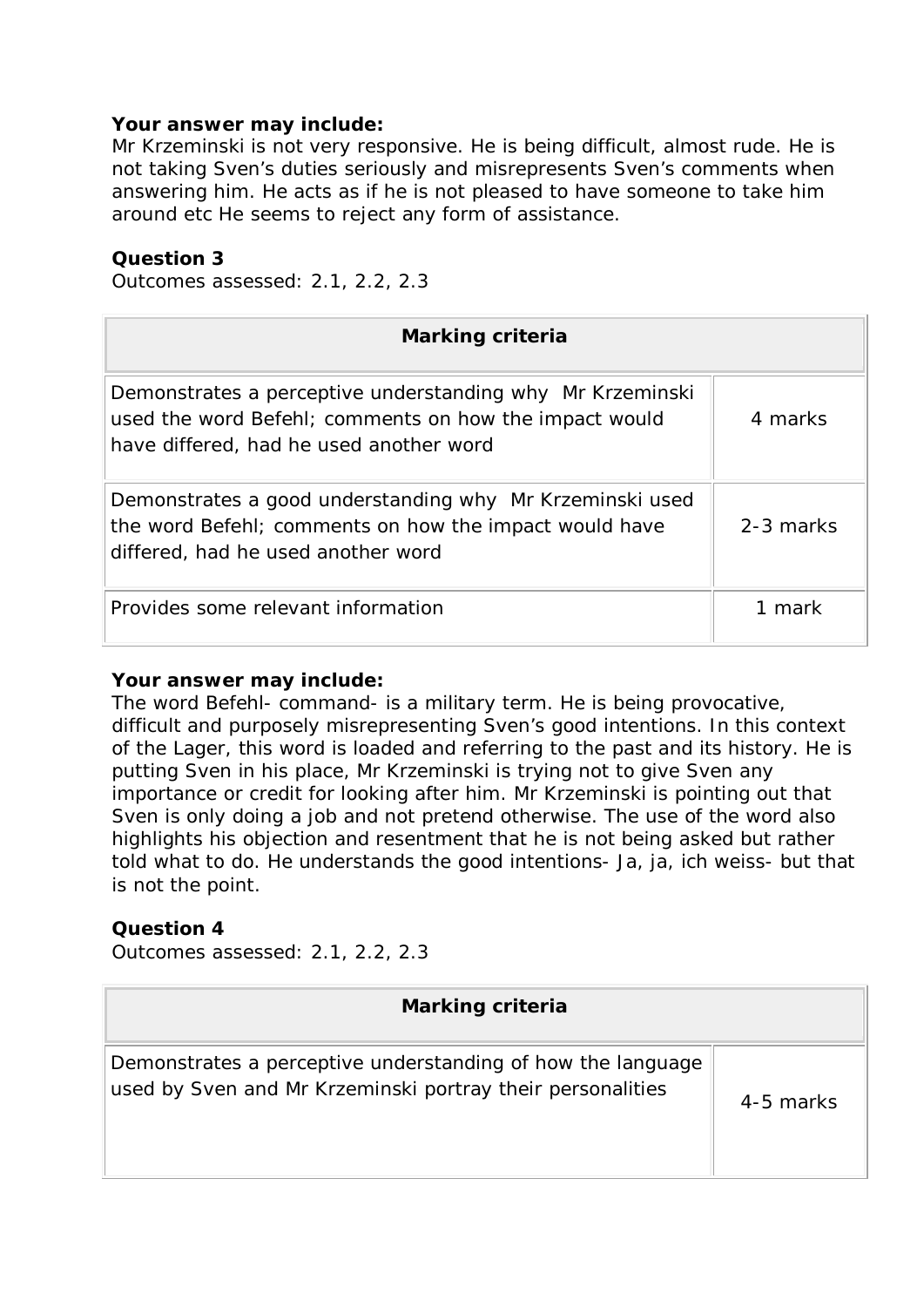**Your answer may include:**
Mr Krzeminski is not very responsive. He is being difficult, almost rude. He is not taking Sven's duties seriously and misrepresents Sven's comments when answering him. He acts as if he is not pleased to have someone to take him around etc He seems to reject any form of assistance.

**Question 3**
Outcomes assessed: 2.1, 2.2, 2.3

| **Marking criteria** | |
|---|---|
| Demonstrates a perceptive understanding why Mr Krzeminski used the word Befehl; comments on how the impact would have differed, had he used another word | 4 marks |
| Demonstrates a good understanding why Mr Krzeminski used the word Befehl; comments on how the impact would have differed, had he used another word | 2-3 marks |
| Provides some relevant information | 1 mark |

**Your answer may include:**
The word Befehl- command- is a military term. He is being provocative, difficult and purposely misrepresenting Sven's good intentions. In this context of the Lager, this word is loaded and referring to the past and its history. He is putting Sven in his place, Mr Krzeminski is trying not to give Sven any importance or credit for looking after him. Mr Krzeminski is pointing out that Sven is only doing a job and not pretend otherwise. The use of the word also highlights his objection and resentment that he is not being asked but rather told what to do. He understands the good intentions- Ja, ja, ich weiss- but that is not the point.

**Question 4**
Outcomes assessed: 2.1, 2.2, 2.3

| **Marking criteria** | |
|---|---|
| Demonstrates a perceptive understanding of how the language used by Sven and Mr Krzeminski portray their personalities | 4-5 marks |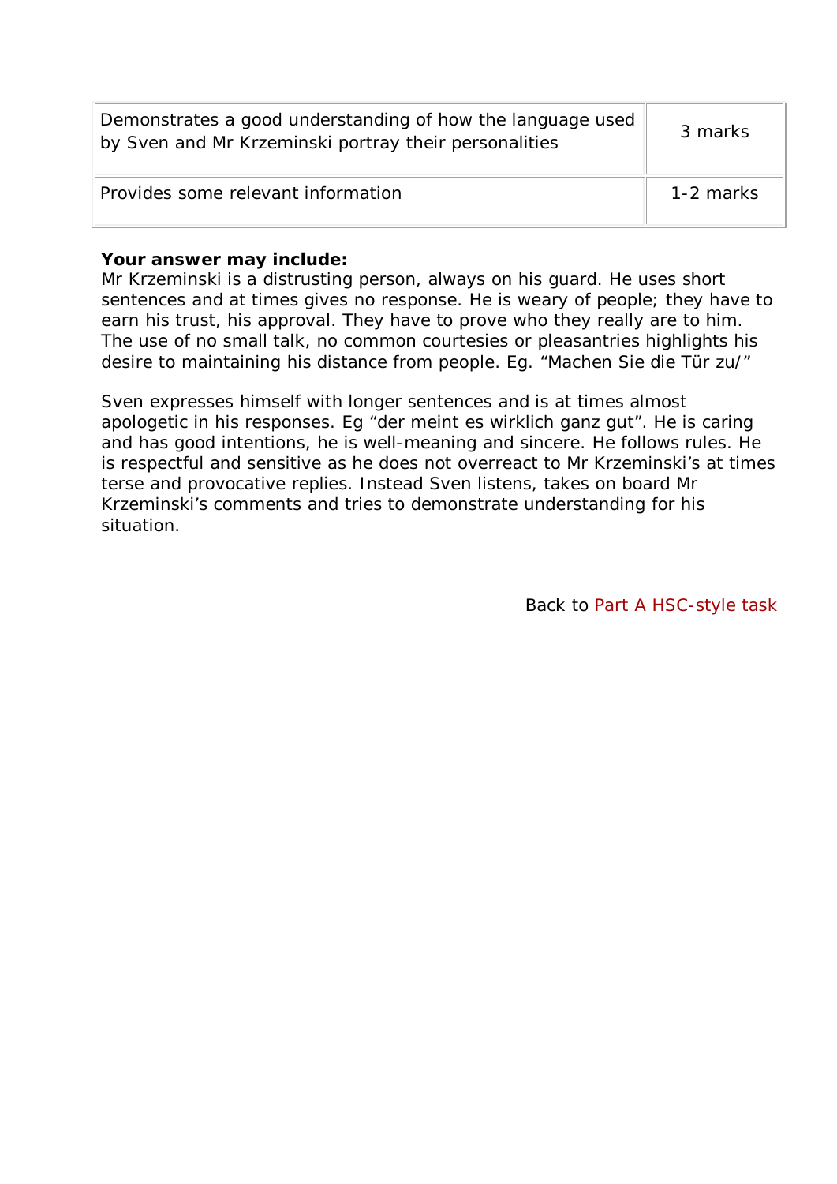| | |
|---|---|
| Demonstrates a good understanding of how the language used by Sven and Mr Krzeminski portray their personalities | 3 marks |
| Provides some relevant information | 1-2 marks |

**Your answer may include:**
Mr Krzeminski is a distrusting person, always on his guard. He uses short sentences and at times gives no response. He is weary of people; they have to earn his trust, his approval. They have to prove who they really are to him. The use of no small talk, no common courtesies or pleasantries highlights his desire to maintaining his distance from people. Eg. "Machen Sie die Tür zu/"

Sven expresses himself with longer sentences and is at times almost apologetic in his responses. Eg "der meint es wirklich ganz gut". He is caring and has good intentions, he is well-meaning and sincere. He follows rules. He is respectful and sensitive as he does not overreact to Mr Krzeminski's at times terse and provocative replies. Instead Sven listens, takes on board Mr Krzeminski's comments and tries to demonstrate understanding for his situation.

Back to Part A HSC-style task